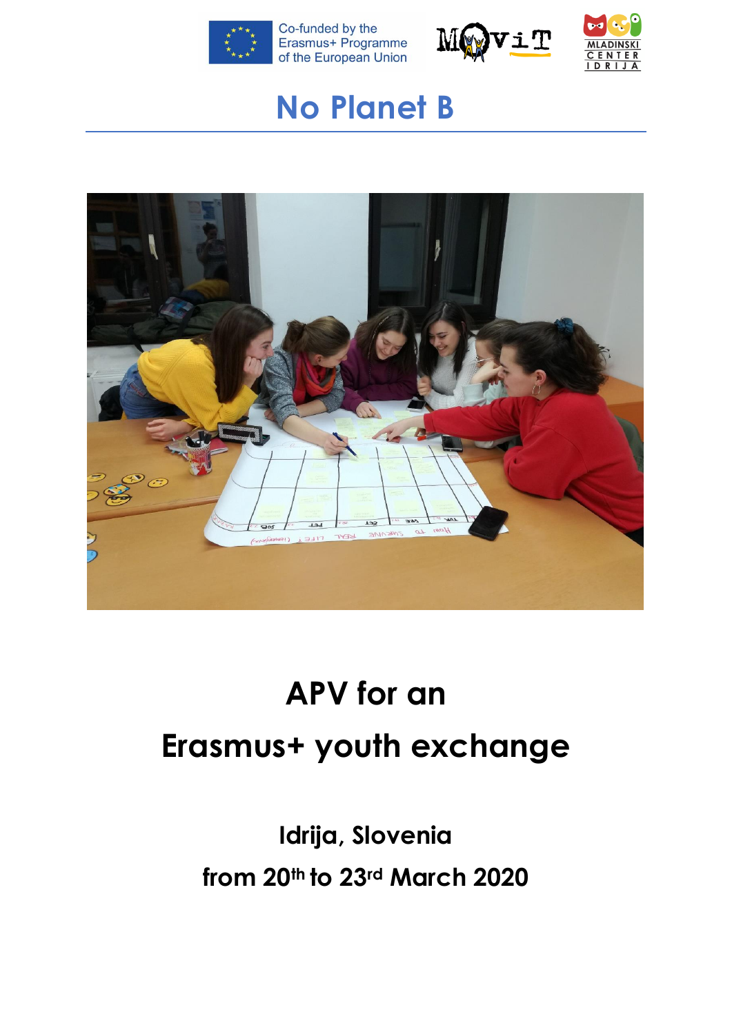Co-funded by the Erasmus+ Programme of the European Union

# No Planet B

# APV for an Erasmus+ youth exchange

## Idrija, Slovenia

## from 20th to 23rd March 2020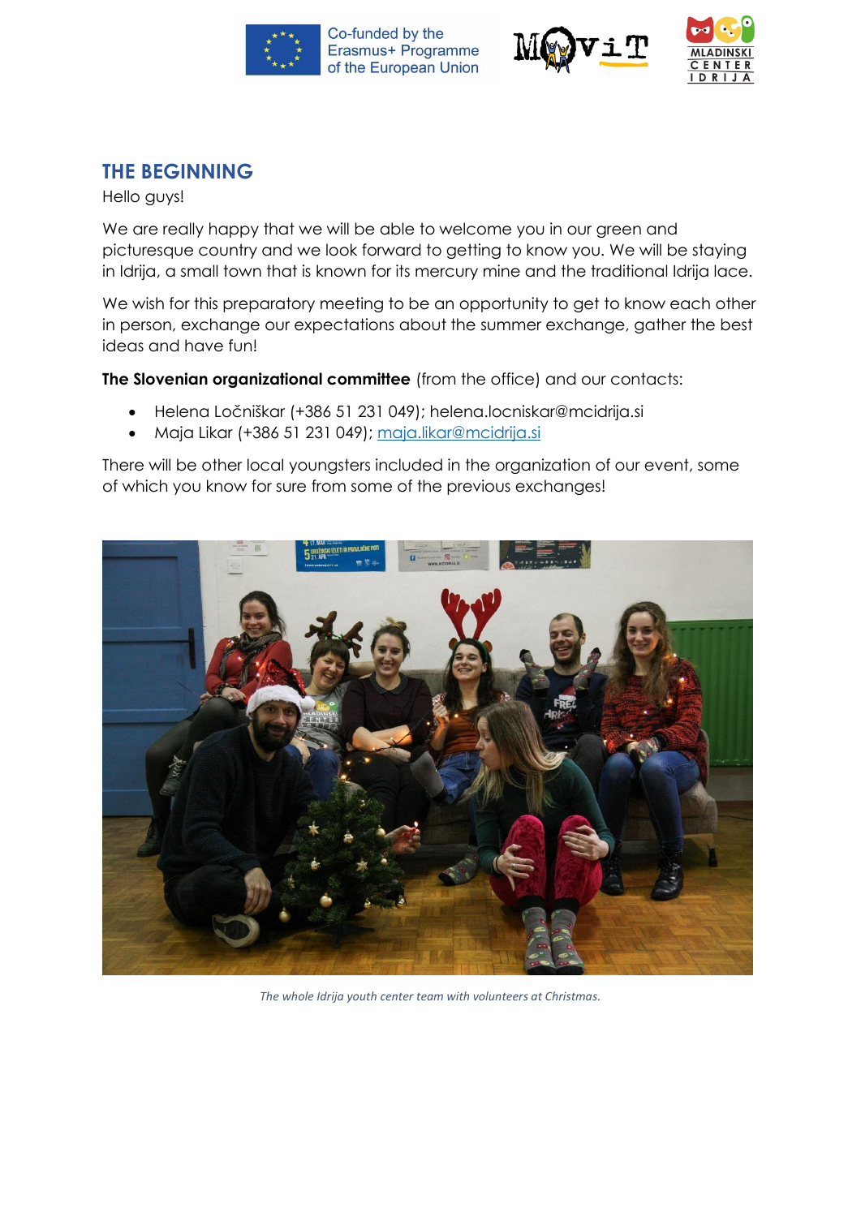## THE BEGINNING

Hello guys!

We are really happy that we will be able to welcome you in our green and picturesque country and we look forward to getting to know you. We will be staying in Idrija, a small town that is known for its mercury mine and the traditional Idrija lace.

We wish for this preparatory meeting to be an opportunity to get to know each other in person, exchange our expectations about the summer exchange, gather the best ideas and have fun!

**The Slovenian organizational committee** (from the office) and our contacts:

- Helena Ločniškar (+386 51 231 049); helena.locniskar@mcidrija.si
- Maja Likar (+386 51 231 049); maja.likar@mcidrija.si

There will be other local youngsters included in the organization of our event, some of which you know for sure from some of the previous exchanges!

*The whole Idrija youth center team with volunteers at Christmas.*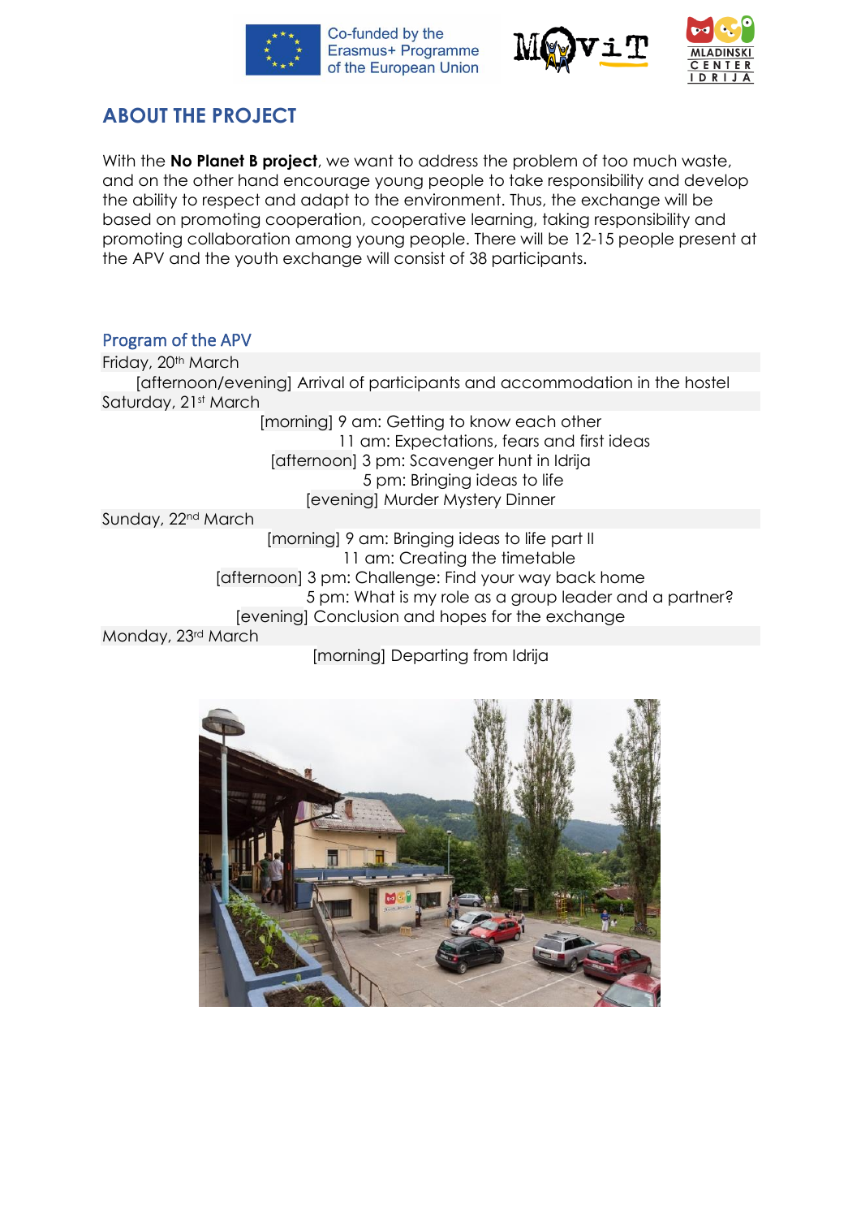## ABOUT THE PROJECT

With the **No Planet B project**, we want to address the problem of too much waste, and on the other hand encourage young people to take responsibility and develop the ability to respect and adapt to the environment. Thus, the exchange will be based on promoting cooperation, cooperative learning, taking responsibility and promoting collaboration among young people. There will be 12-15 people present at the APV and the youth exchange will consist of 38 participants.

### Program of the APV

**Friday, 20th March**

[afternoon/evening] Arrival of participants and accommodation in the hostel

**Saturday, 21st March**

[morning] 9 am: Getting to know each other
11 am: Expectations, fears and first ideas
[afternoon] 3 pm: Scavenger hunt in Idrija
5 pm: Bringing ideas to life
[evening] Murder Mystery Dinner

**Sunday, 22nd March**

[morning] 9 am: Bringing ideas to life part II
11 am: Creating the timetable
[afternoon] 3 pm: Challenge: Find your way back home
5 pm: What is my role as a group leader and a partner?
[evening] Conclusion and hopes for the exchange

**Monday, 23rd March**

[morning] Departing from Idrija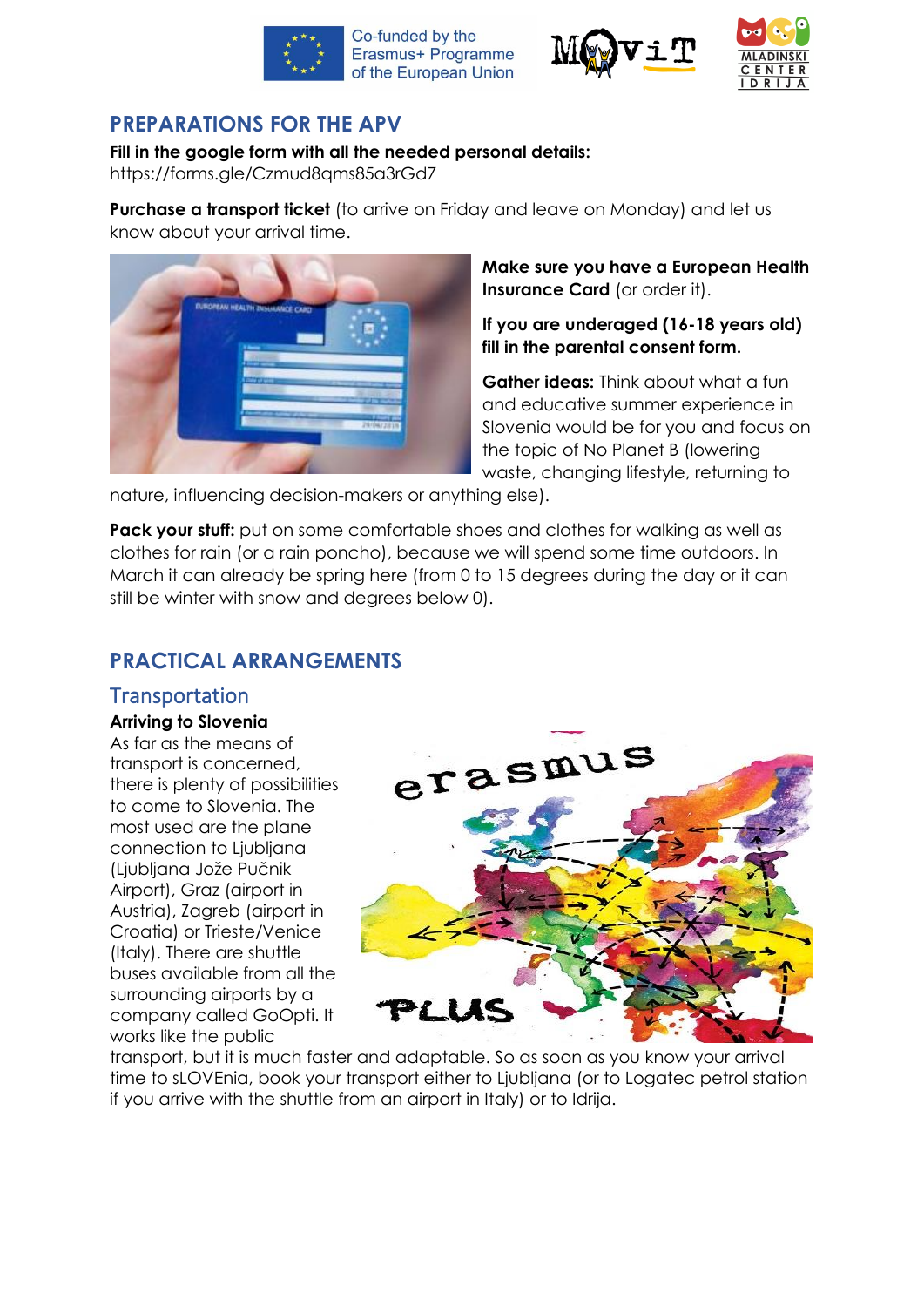## PREPARATIONS FOR THE APV

**Fill in the google form with all the needed personal details:**
https://forms.gle/Czmud8qms85a3rGd7

**Purchase a transport ticket** (to arrive on Friday and leave on Monday) and let us know about your arrival time.

**Make sure you have a European Health Insurance Card** (or order it).

**If you are underaged (16-18 years old) fill in the parental consent form.**

**Gather ideas:** Think about what a fun and educative summer experience in Slovenia would be for you and focus on the topic of No Planet B (lowering waste, changing lifestyle, returning to nature, influencing decision-makers or anything else).

**Pack your stuff:** put on some comfortable shoes and clothes for walking as well as clothes for rain (or a rain poncho), because we will spend some time outdoors. In March it can already be spring here (from 0 to 15 degrees during the day or it can still be winter with snow and degrees below 0).

## PRACTICAL ARRANGEMENTS

### Transportation

**Arriving to Slovenia**

As far as the means of transport is concerned, there is plenty of possibilities to come to Slovenia. The most used are the plane connection to Ljubljana (Ljubljana Jože Pučnik Airport), Graz (airport in Austria), Zagreb (airport in Croatia) or Trieste/Venice (Italy). There are shuttle buses available from all the surrounding airports by a company called GoOpti. It works like the public transport, but it is much faster and adaptable. So as soon as you know your arrival time to sLOVEnia, book your transport either to Ljubljana (or to Logatec petrol station if you arrive with the shuttle from an airport in Italy) or to Idrija.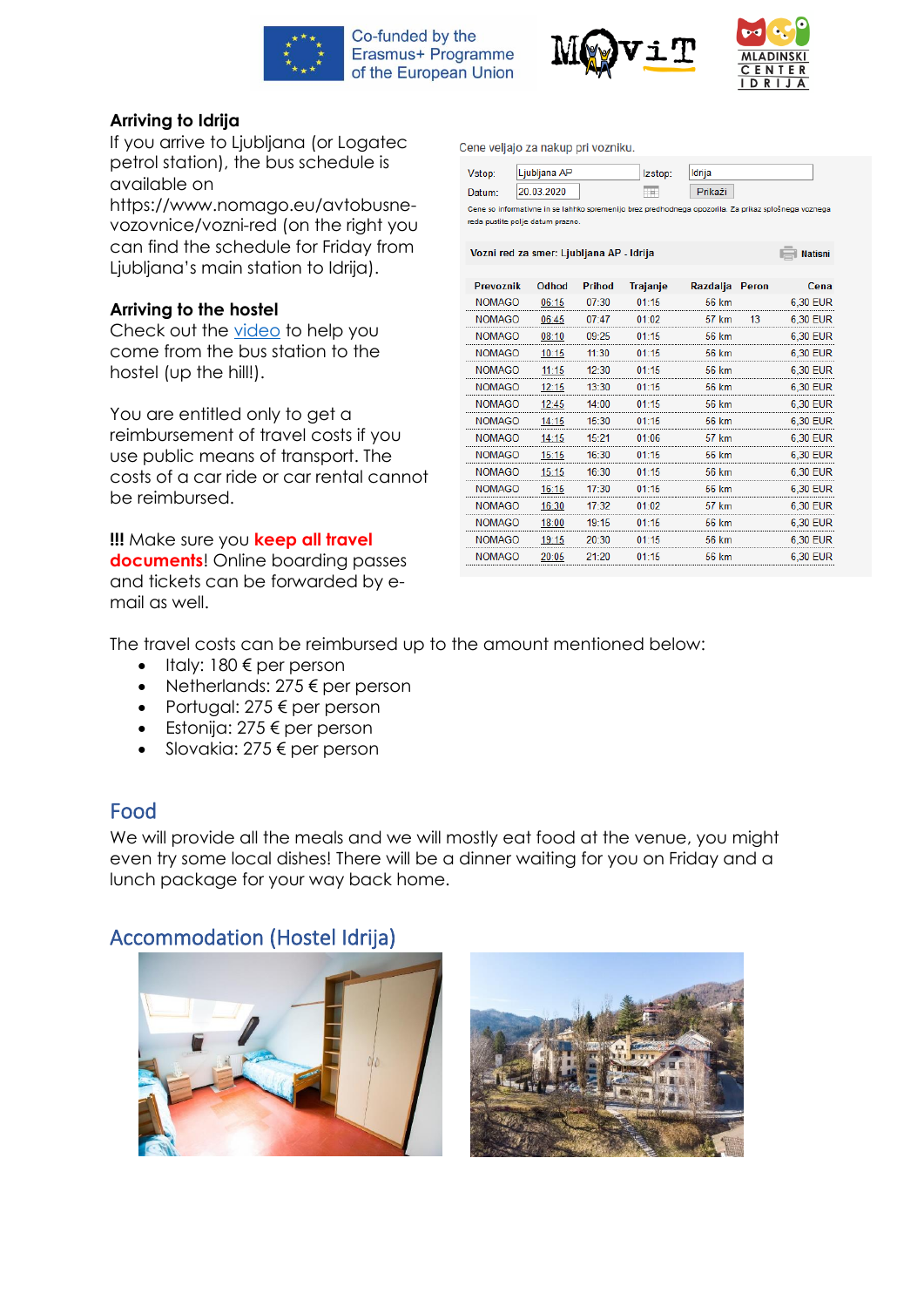**Arriving to Idrija**

If you arrive to Ljubljana (or Logatec petrol station), the bus schedule is available on https://www.nomago.eu/avtobusne-vozovnice/vozni-red (on the right you can find the schedule for Friday from Ljubljana's main station to Idrija).

**Arriving to the hostel**

Check out the video to help you come from the bus station to the hostel (up the hill!).

You are entitled only to get a reimbursement of travel costs if you use public means of transport. The costs of a car ride or car rental cannot be reimbursed.

**!!!** Make sure you **keep all travel documents**! Online boarding passes and tickets can be forwarded by e-mail as well.

Cene veljajo za nakup pri vozniku.

Vstop: Ljubljana AP Izstop: Idrija
Datum: 20.03.2020 Prikaži

Cene so informativne in se lahko spremenijo brez predhodnega opozorila. Za prikaz splošnega voznega reda pustite polje datum prazno.

Vozni red za smer: Ljubljana AP - Idrija Natisni

| Prevoznik | Odhod | Prihod | Trajanje | Razdalja | Peron | Cena |
|---|---|---|---|---|---|---|
| NOMAGO | 06:15 | 07:30 | 01:15 | 56 km | | 6,30 EUR |
| NOMAGO | 06:45 | 07:47 | 01:02 | 57 km | 13 | 6,30 EUR |
| NOMAGO | 08:10 | 09:25 | 01:15 | 56 km | | 6,30 EUR |
| NOMAGO | 10:15 | 11:30 | 01:15 | 56 km | | 6,30 EUR |
| NOMAGO | 11:15 | 12:30 | 01:15 | 56 km | | 6,30 EUR |
| NOMAGO | 12:15 | 13:30 | 01:15 | 56 km | | 6,30 EUR |
| NOMAGO | 12:45 | 14:00 | 01:15 | 56 km | | 6,30 EUR |
| NOMAGO | 14:15 | 15:30 | 01:15 | 56 km | | 6,30 EUR |
| NOMAGO | 14:15 | 15:21 | 01:06 | 57 km | | 6,30 EUR |
| NOMAGO | 15:15 | 16:30 | 01:15 | 56 km | | 6,30 EUR |
| NOMAGO | 15:15 | 16:30 | 01:15 | 56 km | | 6,30 EUR |
| NOMAGO | 16:15 | 17:30 | 01:15 | 56 km | | 6,30 EUR |
| NOMAGO | 16:30 | 17:32 | 01:02 | 57 km | | 6,30 EUR |
| NOMAGO | 18:00 | 19:15 | 01:15 | 56 km | | 6,30 EUR |
| NOMAGO | 19:15 | 20:30 | 01:15 | 56 km | | 6,30 EUR |
| NOMAGO | 20:05 | 21:20 | 01:15 | 56 km | | 6,30 EUR |

The travel costs can be reimbursed up to the amount mentioned below:

- Italy: 180 € per person
- Netherlands: 275 € per person
- Portugal: 275 € per person
- Estonija: 275 € per person
- Slovakia: 275 € per person

## Food

We will provide all the meals and we will mostly eat food at the venue, you might even try some local dishes! There will be a dinner waiting for you on Friday and a lunch package for your way back home.

## Accommodation (Hostel Idrija)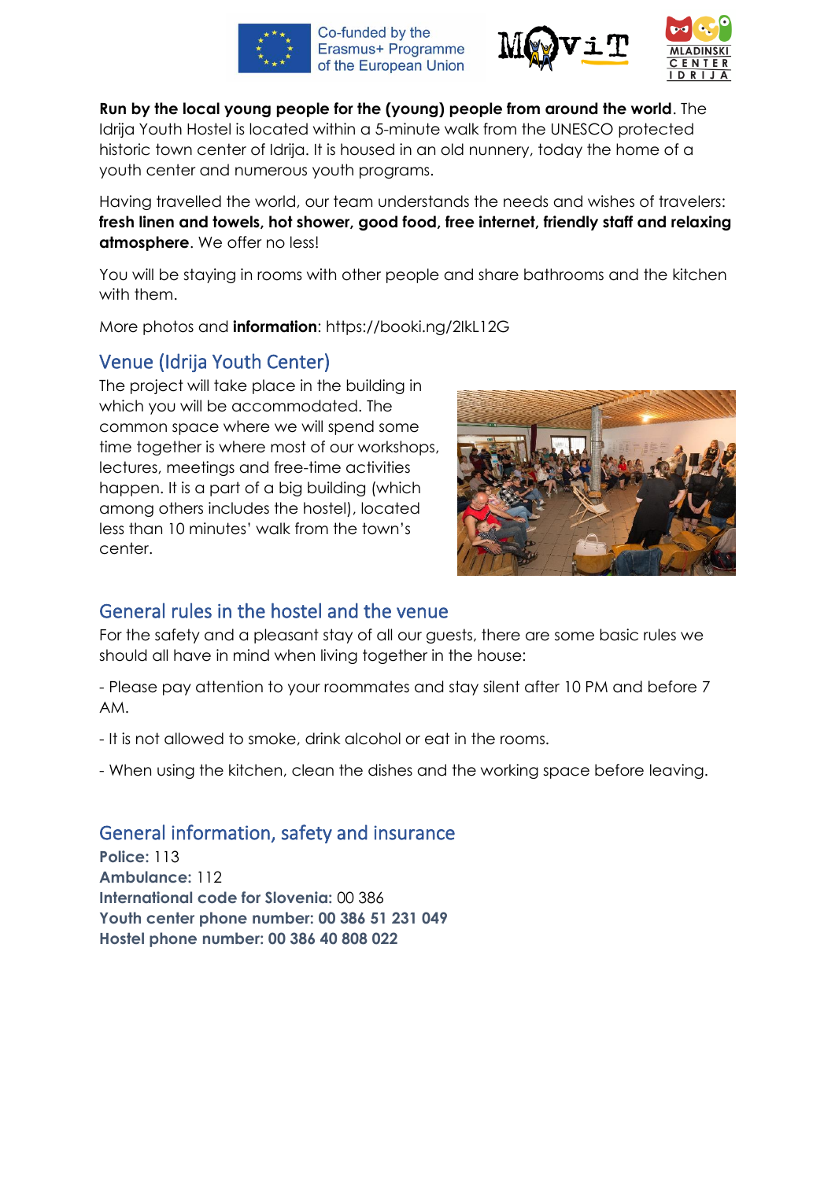**Run by the local young people for the (young) people from around the world**. The Idrija Youth Hostel is located within a 5-minute walk from the UNESCO protected historic town center of Idrija. It is housed in an old nunnery, today the home of a youth center and numerous youth programs.

Having travelled the world, our team understands the needs and wishes of travelers: **fresh linen and towels, hot shower, good food, free internet, friendly staff and relaxing atmosphere**. We offer no less!

You will be staying in rooms with other people and share bathrooms and the kitchen with them.

More photos and **information**: https://booki.ng/2lkL12G

## Venue (Idrija Youth Center)

The project will take place in the building in which you will be accommodated. The common space where we will spend some time together is where most of our workshops, lectures, meetings and free-time activities happen. It is a part of a big building (which among others includes the hostel), located less than 10 minutes' walk from the town's center.

## General rules in the hostel and the venue

For the safety and a pleasant stay of all our guests, there are some basic rules we should all have in mind when living together in the house:

- Please pay attention to your roommates and stay silent after 10 PM and before 7 AM.

- It is not allowed to smoke, drink alcohol or eat in the rooms.

- When using the kitchen, clean the dishes and the working space before leaving.

## General information, safety and insurance

**Police:** 113
**Ambulance:** 112
**International code for Slovenia:** 00 386
**Youth center phone number: 00 386 51 231 049**
**Hostel phone number: 00 386 40 808 022**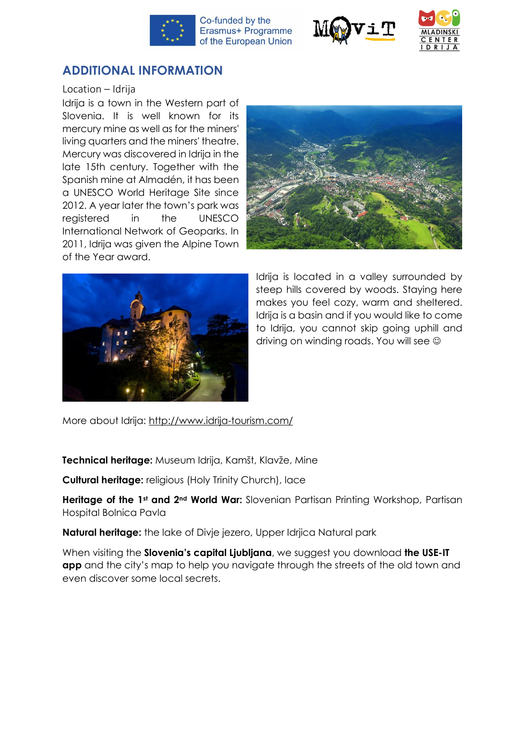## ADDITIONAL INFORMATION

Location – Idrija

Idrija is a town in the Western part of Slovenia. It is well known for its mercury mine as well as for the miners' living quarters and the miners' theatre. Mercury was discovered in Idrija in the late 15th century. Together with the Spanish mine at Almadén, it has been a UNESCO World Heritage Site since 2012. A year later the town's park was registered in the UNESCO International Network of Geoparks. In 2011, Idrija was given the Alpine Town of the Year award.

Idrija is located in a valley surrounded by steep hills covered by woods. Staying here makes you feel cozy, warm and sheltered. Idrija is a basin and if you would like to come to Idrija, you cannot skip going uphill and driving on winding roads. You will see ☺

More about Idrija: http://www.idrija-tourism.com/

**Technical heritage:** Museum Idrija, Kamšt, Klavže, Mine

**Cultural heritage:** religious (Holy Trinity Church), lace

**Heritage of the 1st and 2nd World War:** Slovenian Partisan Printing Workshop, Partisan Hospital Bolnica Pavla

**Natural heritage:** the lake of Divje jezero, Upper Idrijca Natural park

When visiting the **Slovenia's capital Ljubljana**, we suggest you download **the USE-IT app** and the city's map to help you navigate through the streets of the old town and even discover some local secrets.